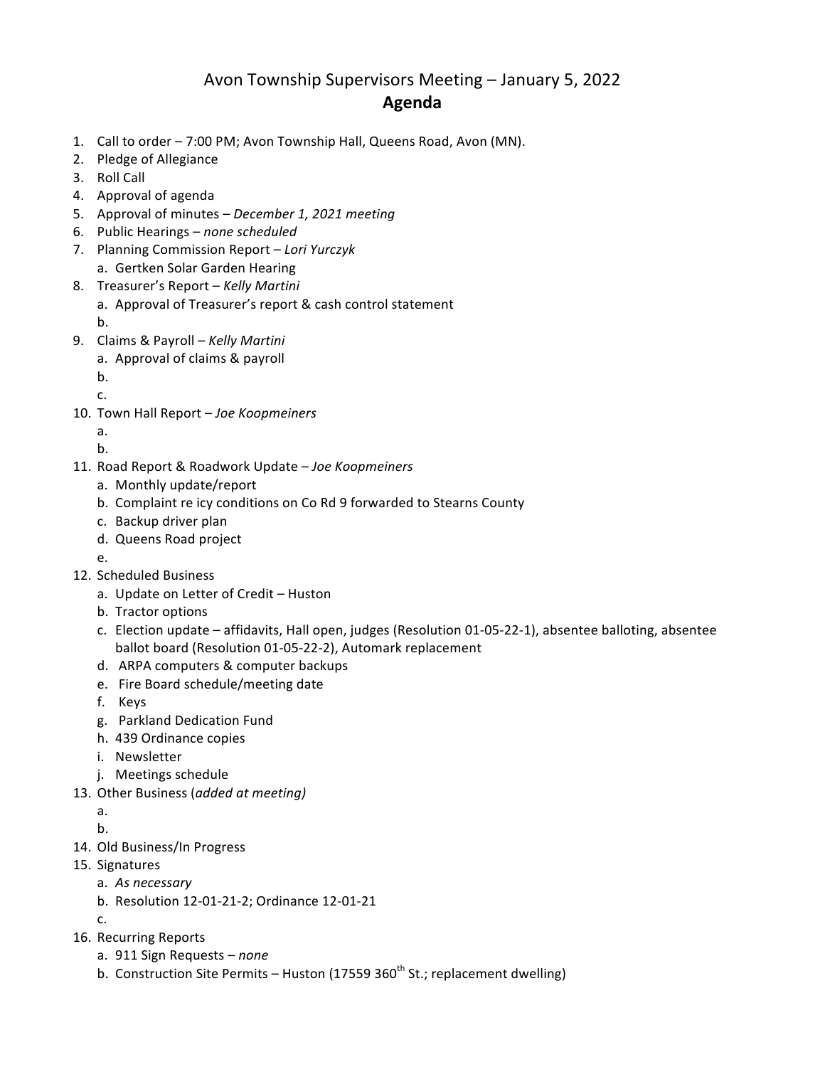# Avon Township Supervisors Meeting – January 5, 2022

## Agenda

1. Call to order – 7:00 PM; Avon Township Hall, Queens Road, Avon (MN).
2. Pledge of Allegiance
3. Roll Call
4. Approval of agenda
5. Approval of minutes – *December 1, 2021 meeting*
6. Public Hearings – *none scheduled*
7. Planning Commission Report – *Lori Yurczyk*
   a. Gertken Solar Garden Hearing
8. Treasurer's Report – *Kelly Martini*
   a. Approval of Treasurer's report & cash control statement
   b.
9. Claims & Payroll – *Kelly Martini*
   a. Approval of claims & payroll
   b.
   c.
10. Town Hall Report – *Joe Koopmeiners*
    a.
    b.
11. Road Report & Roadwork Update – *Joe Koopmeiners*
    a. Monthly update/report
    b. Complaint re icy conditions on Co Rd 9 forwarded to Stearns County
    c. Backup driver plan
    d. Queens Road project
    e.
12. Scheduled Business
    a. Update on Letter of Credit – Huston
    b. Tractor options
    c. Election update – affidavits, Hall open, judges (Resolution 01-05-22-1), absentee balloting, absentee ballot board (Resolution 01-05-22-2), Automark replacement
    d. ARPA computers & computer backups
    e. Fire Board schedule/meeting date
    f. Keys
    g. Parkland Dedication Fund
    h. 439 Ordinance copies
    i. Newsletter
    j. Meetings schedule
13. Other Business (*added at meeting)*
    a.
    b.
14. Old Business/In Progress
15. Signatures
    a. *As necessary*
    b. Resolution 12-01-21-2; Ordinance 12-01-21
    c.
16. Recurring Reports
    a. 911 Sign Requests – *none*
    b. Construction Site Permits – Huston (17559 360th St.; replacement dwelling)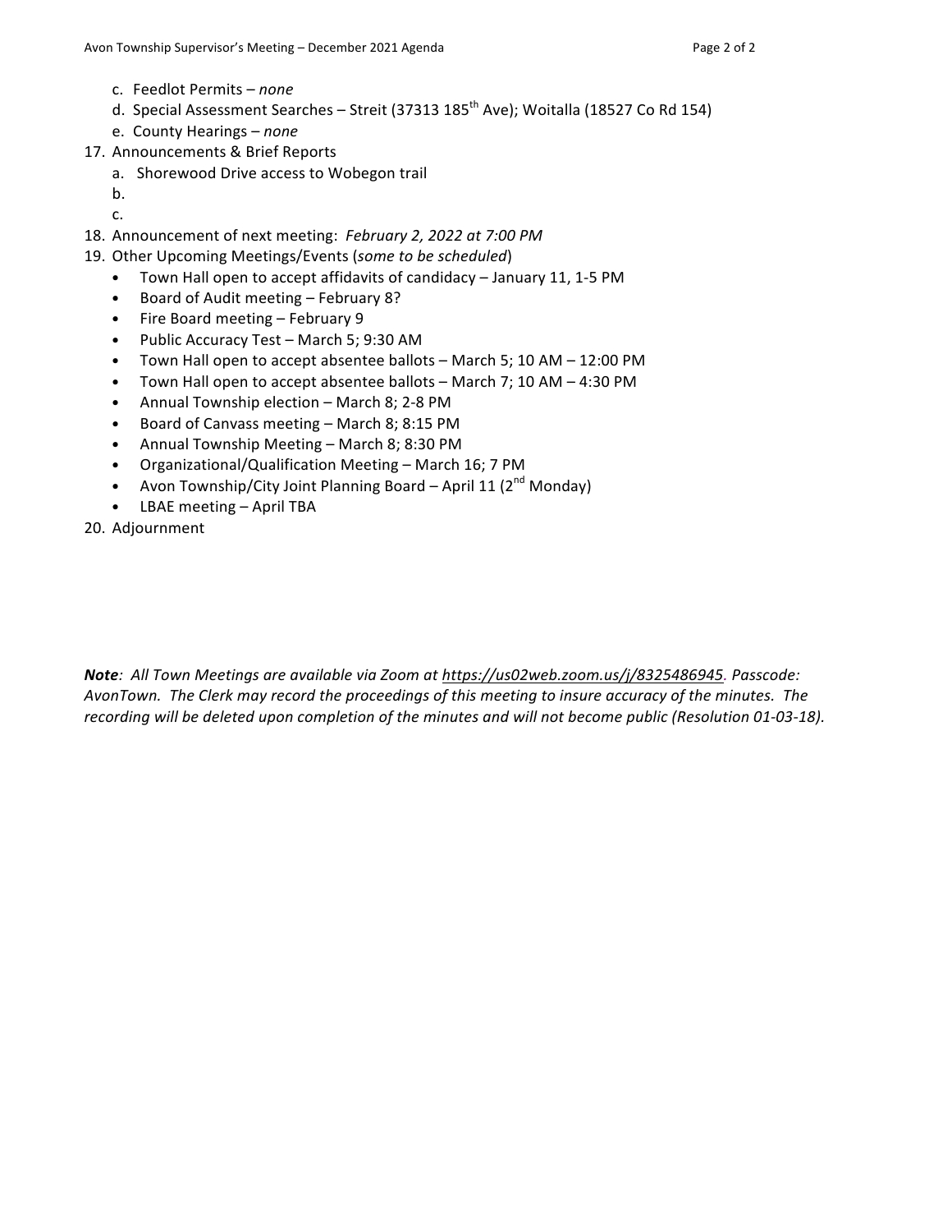c. Feedlot Permits – *none*
d. Special Assessment Searches – Streit (37313 185th Ave); Woitalla (18527 Co Rd 154)
e. County Hearings – *none*

17. Announcements & Brief Reports
    a. Shorewood Drive access to Wobegon trail
    b.
    c.
18. Announcement of next meeting: *February 2, 2022 at 7:00 PM*
19. Other Upcoming Meetings/Events (*some to be scheduled*)
    - Town Hall open to accept affidavits of candidacy – January 11, 1-5 PM
    - Board of Audit meeting – February 8?
    - Fire Board meeting – February 9
    - Public Accuracy Test – March 5; 9:30 AM
    - Town Hall open to accept absentee ballots – March 5; 10 AM – 12:00 PM
    - Town Hall open to accept absentee ballots – March 7; 10 AM – 4:30 PM
    - Annual Township election – March 8; 2-8 PM
    - Board of Canvass meeting – March 8; 8:15 PM
    - Annual Township Meeting – March 8; 8:30 PM
    - Organizational/Qualification Meeting – March 16; 7 PM
    - Avon Township/City Joint Planning Board – April 11 (2nd Monday)
    - LBAE meeting – April TBA
20. Adjournment

***Note**: All Town Meetings are available via Zoom at https://us02web.zoom.us/j/8325486945. Passcode: AvonTown. The Clerk may record the proceedings of this meeting to insure accuracy of the minutes. The recording will be deleted upon completion of the minutes and will not become public (Resolution 01-03-18).*